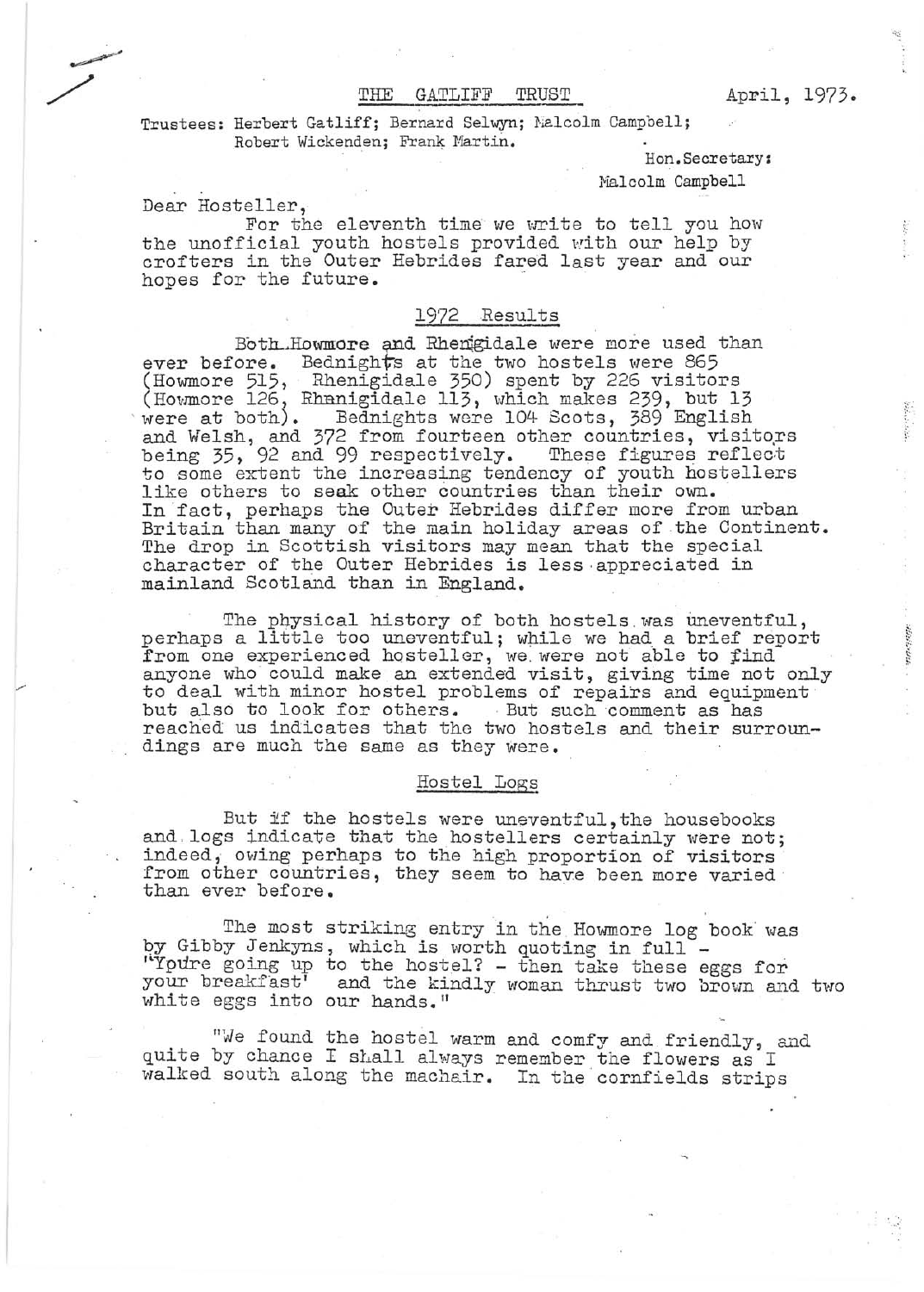THE GATLIFF TRUST

April, 1973.

Trustees: Herbert Gatliff; Bernard Selwyn; Malcolm Campbell; Robert Wickenden; Frank Martin.

Hon.Secretary:
Malcolm Campbell

Dear Hosteller,

For the eleventh time we write to tell you how the unofficial youth hostels provided with our help by crofters in the Outer Hebrides fared last year and our hopes for the future.

## 1972 Results

Both Howmore and Rhenigidale were more used than ever before. Bednights at the two hostels were 865 (Howmore 515, Rhenigidale 350) spent by 226 visitors (Howmore 126, Rhenigidale 113, which makes 239, but 13 were at both). Bednights were 104 Scots, 389 English and Welsh, and 372 from fourteen other countries, visitors being 35, 92 and 99 respectively. These figures reflect to some extent the increasing tendency of youth hostellers like others to seek other countries than their own. In fact, perhaps the Outer Hebrides differ more from urban Britain than many of the main holiday areas of the Continent. The drop in Scottish visitors may mean that the special character of the Outer Hebrides is less appreciated in mainland Scotland than in England.

The physical history of both hostels was uneventful, perhaps a little too uneventful; while we had a brief report from one experienced hosteller, we were not able to find anyone who could make an extended visit, giving time not only to deal with minor hostel problems of repairs and equipment but also to look for others. But such comment as has reached us indicates that the two hostels and their surroundings are much the same as they were.

## Hostel Logs

But if the hostels were uneventful, the housebooks and logs indicate that the hostellers certainly were not; indeed, owing perhaps to the high proportion of visitors from other countries, they seem to have been more varied than ever before.

The most striking entry in the Howmore log book was by Gibby Jenkyns, which is worth quoting in full - "You're going up to the hostel? - then take these eggs for your breakfast' and the kindly woman thrust two brown and two white eggs into our hands."

"We found the hostel warm and comfy and friendly, and quite by chance I shall always remember the flowers as I walked south along the machair. In the cornfields strips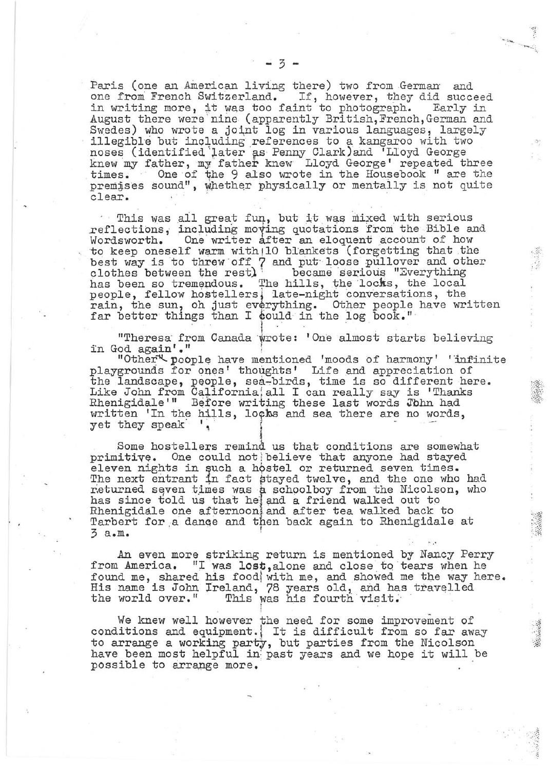Paris (one an American living there) two from German and one from French Switzerland. If, however, they did succeed in writing more, it was too faint to photograph. Early in August there were nine (apparently British, French, German and Swedes) who wrote a joint log in various languages, largely illegible but including references to a kangaroo with two noses (identified later as Penny Clark) and 'Lloyd George knew my father, my father knew Lloyd George' repeated three times. One of the 9 also wrote in the Housebook " are the premises sound", whether physically or mentally is not quite clear.

This was all great fun, but it was mixed with serious reflections, including moving quotations from the Bible and Wordsworth. One writer after an eloquent account of how to keep oneself warm with 10 blankets (forgetting that the best way is to throw off 7 and put loose pullover and other clothes between the rest) became serious "Everything has been so tremendous. The hills, the lochs, the local people, fellow hostellers, late-night conversations, the rain, the sun, oh just everything. Other people have written far better things than I could in the log book."

"Theresa from Canada wrote: 'One almost starts believing in God again'."

"Other people have mentioned 'moods of harmony' 'infinite playgrounds for ones' thoughts' Life and appreciation of the landscape, people, sea-birds, time is so different here. Like John from California all I can really say is 'Thanks Rhenigidale'" Before writing these last words John had written 'In the hills, lochs and sea there are no words, yet they speak '.

Some hostellers remind us that conditions are somewhat primitive. One could not believe that anyone had stayed eleven nights in such a hostel or returned seven times. The next entrant in fact stayed twelve, and the one who had returned seven times was a schoolboy from the Nicolson, who has since told us that he and a friend walked out to Rhenigidale one afternoon and after tea walked back to Tarbert for a dance and then back again to Rhenigidale at 3 a.m.

An even more striking return is mentioned by Nancy Perry from America. "I was lost, alone and close to tears when he found me, shared his food with me, and showed me the way here. His name is John Ireland, 78 years old, and has travelled the world over." This was his fourth visit.

We knew well however the need for some improvement of conditions and equipment. It is difficult from so far away to arrange a working party, but parties from the Nicolson have been most helpful in past years and we hope it will be possible to arrange more.